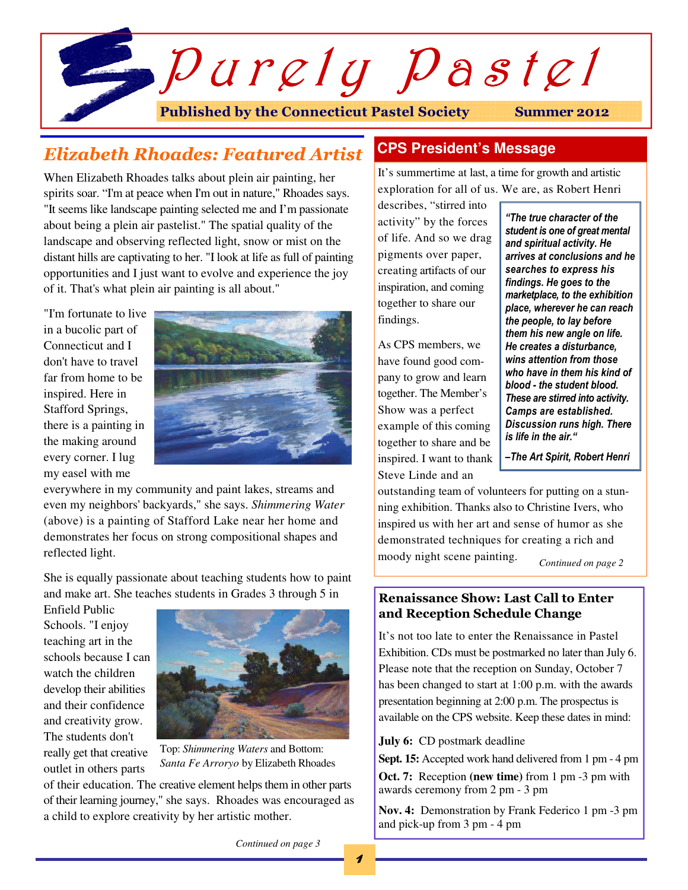# Purely Pastel

**Published by the Connecticut Pastel Society** **Summer 2012**

## *Elizabeth Rhoades: Featured Artist*

When Elizabeth Rhoades talks about plein air painting, her spirits soar. "I'm at peace when I'm out in nature," Rhoades says. "It seems like landscape painting selected me and I'm passionate about being a plein air pastelist." The spatial quality of the landscape and observing reflected light, snow or mist on the distant hills are captivating to her. "I look at life as full of painting opportunities and I just want to evolve and experience the joy of it. That's what plein air painting is all about."

"I'm fortunate to live in a bucolic part of Connecticut and I don't have to travel far from home to be inspired. Here in Stafford Springs, there is a painting in the making around every corner. I lug my easel with me everywhere in my community and paint lakes, streams and even my neighbors' backyards," she says. *Shimmering Water* (above) is a painting of Stafford Lake near her home and demonstrates her focus on strong compositional shapes and reflected light.

She is equally passionate about teaching students how to paint and make art. She teaches students in Grades 3 through 5 in Enfield Public Schools. "I enjoy teaching art in the schools because I can watch the children develop their abilities and their confidence and creativity grow. The students don't really get that creative outlet in others parts of their education. The creative element helps them in other parts of their learning journey," she says. Rhoades was encouraged as a child to explore creativity by her artistic mother.

Top: *Shimmering Waters* and Bottom: *Santa Fe Arroryo* by Elizabeth Rhoades

*Continued on page 3*

## CPS President's Message

It's summertime at last, a time for growth and artistic exploration for all of us. We are, as Robert Henri describes, "stirred into activity" by the forces of life. And so we drag pigments over paper, creating artifacts of our inspiration, and coming together to share our findings.

> ***"The true character of the student is one of great mental and spiritual activity. He arrives at conclusions and he searches to express his findings. He goes to the marketplace, to the exhibition place, wherever he can reach the people, to lay before them his new angle on life. He creates a disturbance, wins attention from those who have in them his kind of blood - the student blood. These are stirred into activity. Camps are established. Discussion runs high. There is life in the air."***
>
> ***–The Art Spirit, Robert Henri***

As CPS members, we have found good company to grow and learn together. The Member's Show was a perfect example of this coming together to share and be inspired. I want to thank Steve Linde and an outstanding team of volunteers for putting on a stunning exhibition. Thanks also to Christine Ivers, who inspired us with her art and sense of humor as she demonstrated techniques for creating a rich and moody night scene painting.

*Continued on page 2*

## Renaissance Show: Last Call to Enter and Reception Schedule Change

It's not too late to enter the Renaissance in Pastel Exhibition. CDs must be postmarked no later than July 6. Please note that the reception on Sunday, October 7 has been changed to start at 1:00 p.m. with the awards presentation beginning at 2:00 p.m. The prospectus is available on the CPS website. Keep these dates in mind:

**July 6:** CD postmark deadline

**Sept. 15:** Accepted work hand delivered from 1 pm - 4 pm

**Oct. 7:** Reception **(new time)** from 1 pm -3 pm with awards ceremony from 2 pm - 3 pm

**Nov. 4:** Demonstration by Frank Federico 1 pm -3 pm and pick-up from 3 pm - 4 pm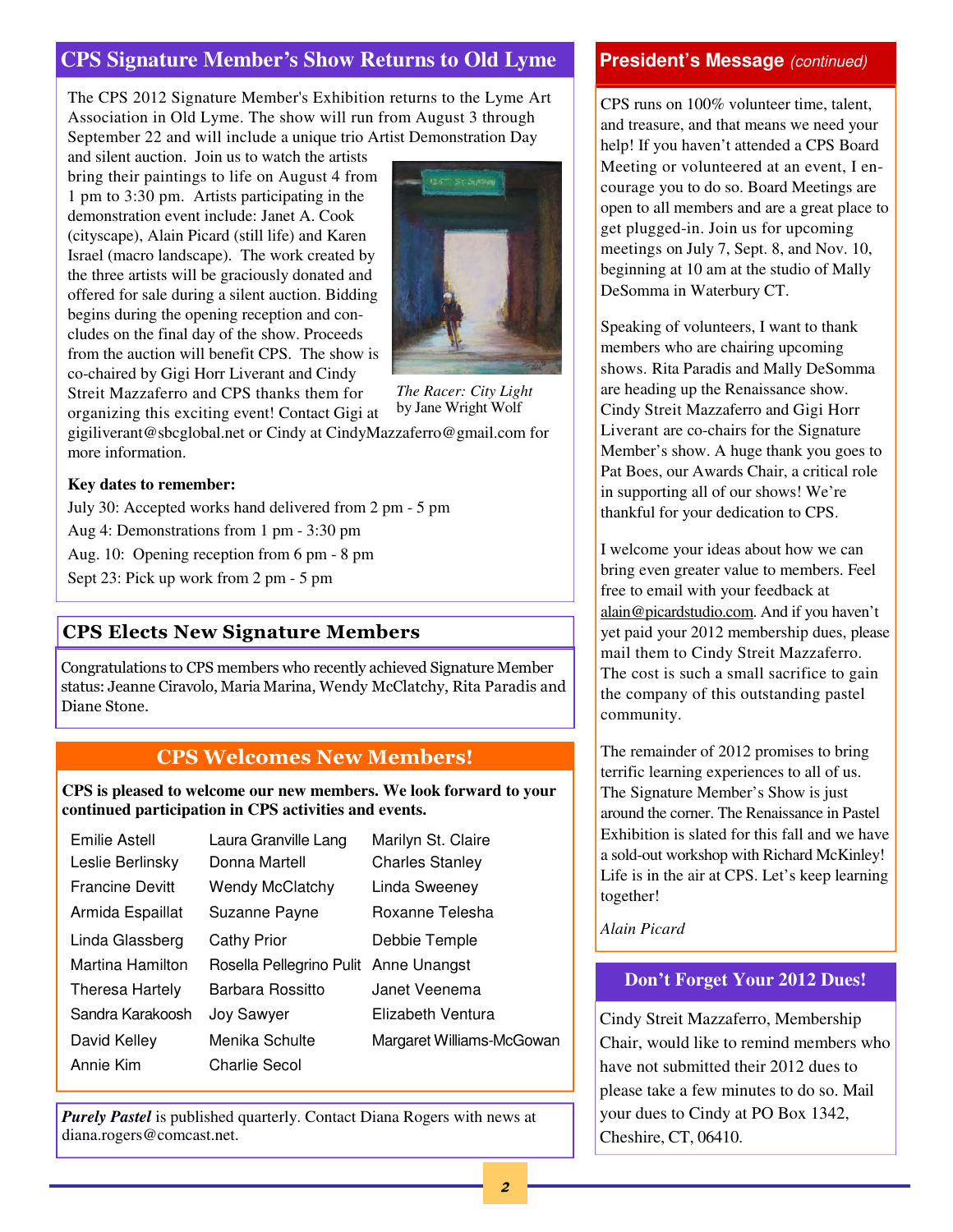## CPS Signature Member's Show Returns to Old Lyme

The CPS 2012 Signature Member's Exhibition returns to the Lyme Art Association in Old Lyme. The show will run from August 3 through September 22 and will include a unique trio Artist Demonstration Day and silent auction. Join us to watch the artists bring their paintings to life on August 4 from 1 pm to 3:30 pm. Artists participating in the demonstration event include: Janet A. Cook (cityscape), Alain Picard (still life) and Karen Israel (macro landscape). The work created by the three artists will be graciously donated and offered for sale during a silent auction. Bidding begins during the opening reception and concludes on the final day of the show. Proceeds from the auction will benefit CPS. The show is co-chaired by Gigi Horr Liverant and Cindy Streit Mazzaferro and CPS thanks them for organizing this exciting event! Contact Gigi at gigiliverant@sbcglobal.net or Cindy at CindyMazzaferro@gmail.com for more information.

*The Racer: City Light* by Jane Wright Wolf

**Key dates to remember:**

July 30: Accepted works hand delivered from 2 pm - 5 pm
Aug 4: Demonstrations from 1 pm - 3:30 pm
Aug. 10: Opening reception from 6 pm - 8 pm
Sept 23: Pick up work from 2 pm - 5 pm

## CPS Elects New Signature Members

Congratulations to CPS members who recently achieved Signature Member status: Jeanne Ciravolo, Maria Marina, Wendy McClatchy, Rita Paradis and Diane Stone.

## CPS Welcomes New Members!

**CPS is pleased to welcome our new members. We look forward to your continued participation in CPS activities and events.**

| | | |
|---|---|---|
| Emilie Astell | Laura Granville Lang | Marilyn St. Claire |
| Leslie Berlinsky | Donna Martell | Charles Stanley |
| Francine Devitt | Wendy McClatchy | Linda Sweeney |
| Armida Espaillat | Suzanne Payne | Roxanne Telesha |
| Linda Glassberg | Cathy Prior | Debbie Temple |
| Martina Hamilton | Rosella Pellegrino Pulit | Anne Unangst |
| Theresa Hartely | Barbara Rossitto | Janet Veenema |
| Sandra Karakoosh | Joy Sawyer | Elizabeth Ventura |
| David Kelley | Menika Schulte | Margaret Williams-McGowan |
| Annie Kim | Charlie Secol | |

***Purely Pastel*** is published quarterly. Contact Diana Rogers with news at diana.rogers@comcast.net.

## President's Message *(continued)*

CPS runs on 100% volunteer time, talent, and treasure, and that means we need your help! If you haven't attended a CPS Board Meeting or volunteered at an event, I encourage you to do so. Board Meetings are open to all members and are a great place to get plugged-in. Join us for upcoming meetings on July 7, Sept. 8, and Nov. 10, beginning at 10 am at the studio of Mally DeSomma in Waterbury CT.

Speaking of volunteers, I want to thank members who are chairing upcoming shows. Rita Paradis and Mally DeSomma are heading up the Renaissance show. Cindy Streit Mazzaferro and Gigi Horr Liverant are co-chairs for the Signature Member's show. A huge thank you goes to Pat Boes, our Awards Chair, a critical role in supporting all of our shows! We're thankful for your dedication to CPS.

I welcome your ideas about how we can bring even greater value to members. Feel free to email with your feedback at alain@picardstudio.com. And if you haven't yet paid your 2012 membership dues, please mail them to Cindy Streit Mazzaferro. The cost is such a small sacrifice to gain the company of this outstanding pastel community.

The remainder of 2012 promises to bring terrific learning experiences to all of us. The Signature Member's Show is just around the corner. The Renaissance in Pastel Exhibition is slated for this fall and we have a sold-out workshop with Richard McKinley! Life is in the air at CPS. Let's keep learning together!

*Alain Picard*

## Don't Forget Your 2012 Dues!

Cindy Streit Mazzaferro, Membership Chair, would like to remind members who have not submitted their 2012 dues to please take a few minutes to do so. Mail your dues to Cindy at PO Box 1342, Cheshire, CT, 06410.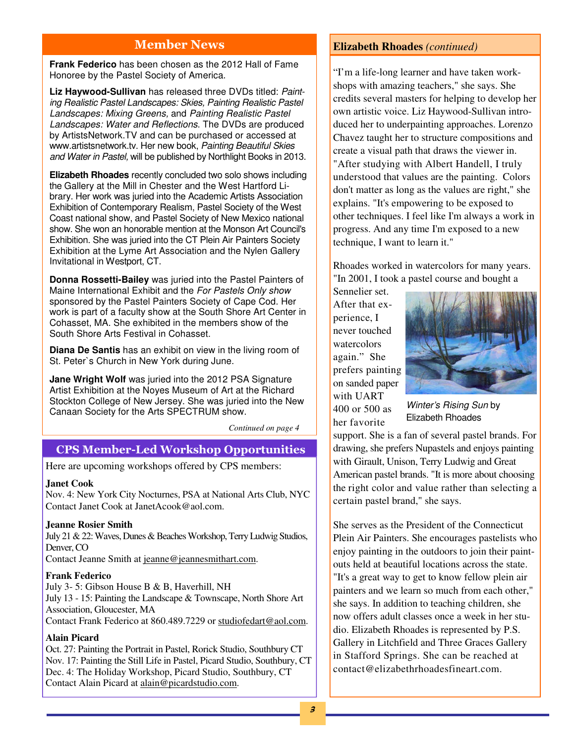## Member News

**Frank Federico** has been chosen as the 2012 Hall of Fame Honoree by the Pastel Society of America.

**Liz Haywood-Sullivan** has released three DVDs titled: *Painting Realistic Pastel Landscapes: Skies, Painting Realistic Pastel Landscapes: Mixing Greens,* and *Painting Realistic Pastel Landscapes: Water and Reflections*. The DVDs are produced by ArtistsNetwork.TV and can be purchased or accessed at www.artistsnetwork.tv. Her new book, *Painting Beautiful Skies and Water in Pastel,* will be published by Northlight Books in 2013.

**Elizabeth Rhoades** recently concluded two solo shows including the Gallery at the Mill in Chester and the West Hartford Library. Her work was juried into the Academic Artists Association Exhibition of Contemporary Realism, Pastel Society of the West Coast national show, and Pastel Society of New Mexico national show. She won an honorable mention at the Monson Art Council's Exhibition. She was juried into the CT Plein Air Painters Society Exhibition at the Lyme Art Association and the Nylen Gallery Invitational in Westport, CT.

**Donna Rossetti-Bailey** was juried into the Pastel Painters of Maine International Exhibit and the *For Pastels Only show* sponsored by the Pastel Painters Society of Cape Cod. Her work is part of a faculty show at the South Shore Art Center in Cohasset, MA. She exhibited in the members show of the South Shore Arts Festival in Cohasset.

**Diana De Santis** has an exhibit on view in the living room of St. Peter`s Church in New York during June.

**Jane Wright Wolf** was juried into the 2012 PSA Signature Artist Exhibition at the Noyes Museum of Art at the Richard Stockton College of New Jersey. She was juried into the New Canaan Society for the Arts SPECTRUM show.

*Continued on page 4*

## CPS Member-Led Workshop Opportunities

Here are upcoming workshops offered by CPS members:

**Janet Cook**
Nov. 4: New York City Nocturnes, PSA at National Arts Club, NYC
Contact Janet Cook at JanetAcook@aol.com.

**Jeanne Rosier Smith**
July 21 & 22: Waves, Dunes & Beaches Workshop, Terry Ludwig Studios, Denver, CO
Contact Jeanne Smith at jeanne@jeannesmithart.com.

**Frank Federico**
July 3- 5: Gibson House B & B, Haverhill, NH
July 13 - 15: Painting the Landscape & Townscape, North Shore Art Association, Gloucester, MA
Contact Frank Federico at 860.489.7229 or studiofedart@aol.com.

**Alain Picard**
Oct. 27: Painting the Portrait in Pastel, Rorick Studio, Southbury CT
Nov. 17: Painting the Still Life in Pastel, Picard Studio, Southbury, CT
Dec. 4: The Holiday Workshop, Picard Studio, Southbury, CT
Contact Alain Picard at alain@picardstudio.com.

## Elizabeth Rhoades *(continued)*

"I'm a life-long learner and have taken workshops with amazing teachers," she says. She credits several masters for helping to develop her own artistic voice. Liz Haywood-Sullivan introduced her to underpainting approaches. Lorenzo Chavez taught her to structure compositions and create a visual path that draws the viewer in. "After studying with Albert Handell, I truly understood that values are the painting. Colors don't matter as long as the values are right," she explains. "It's empowering to be exposed to other techniques. I feel like I'm always a work in progress. And any time I'm exposed to a new technique, I want to learn it."

Rhoades worked in watercolors for many years. "In 2001, I took a pastel course and bought a Sennelier set. After that experience, I never touched watercolors again." She prefers painting on sanded paper with UART 400 or 500 as her favorite support. She is a fan of several pastel brands. For drawing, she prefers Nupastels and enjoys painting with Girault, Unison, Terry Ludwig and Great American pastel brands. "It is more about choosing the right color and value rather than selecting a certain pastel brand," she says.

*Winter's Rising Sun* by Elizabeth Rhoades

She serves as the President of the Connecticut Plein Air Painters. She encourages pastelists who enjoy painting in the outdoors to join their paint-outs held at beautiful locations across the state. "It's a great way to get to know fellow plein air painters and we learn so much from each other," she says. In addition to teaching children, she now offers adult classes once a week in her studio. Elizabeth Rhoades is represented by P.S. Gallery in Litchfield and Three Graces Gallery in Stafford Springs. She can be reached at contact@elizabethrhoadesfineart.com.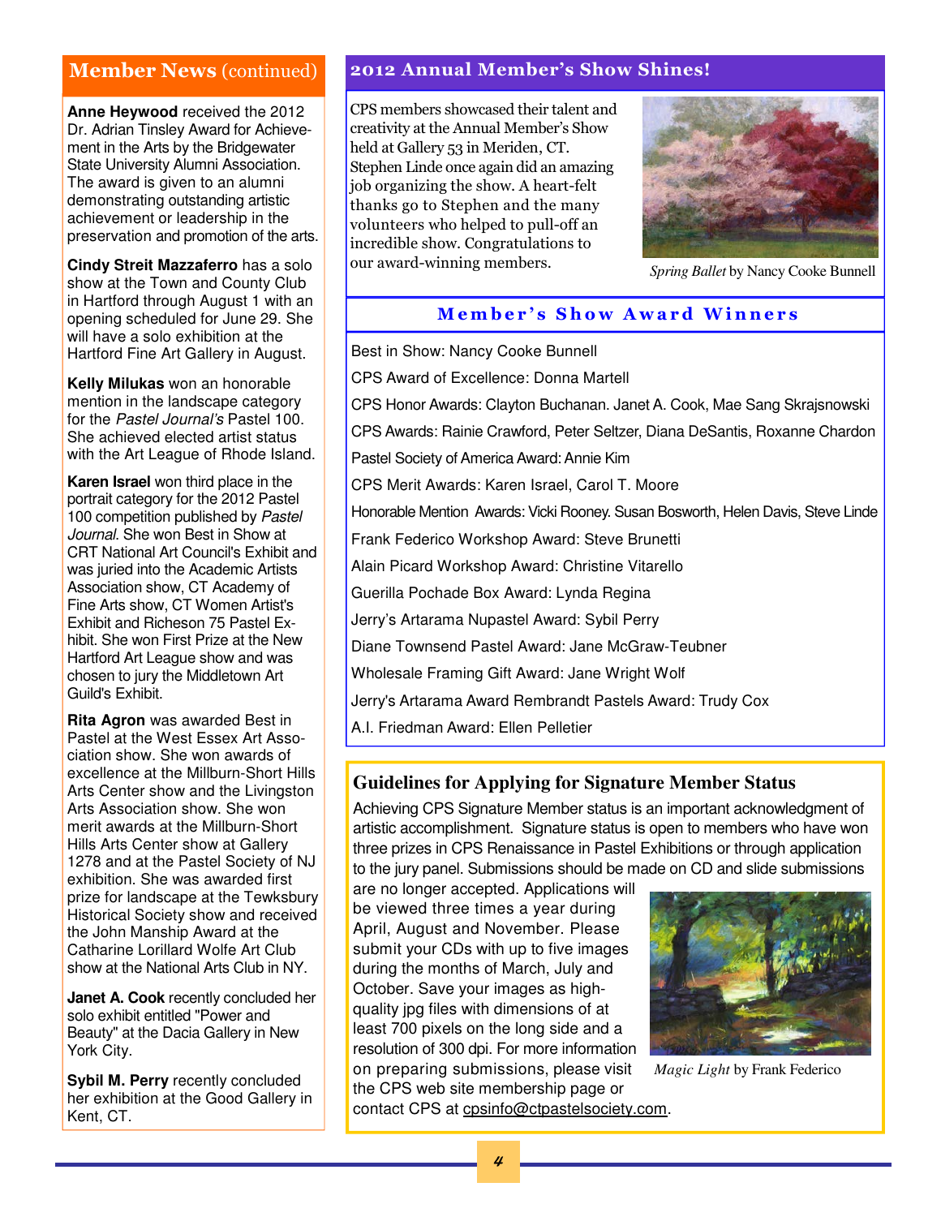## Member News (continued)

**Anne Heywood** received the 2012 Dr. Adrian Tinsley Award for Achievement in the Arts by the Bridgewater State University Alumni Association. The award is given to an alumni demonstrating outstanding artistic achievement or leadership in the preservation and promotion of the arts.

**Cindy Streit Mazzaferro** has a solo show at the Town and County Club in Hartford through August 1 with an opening scheduled for June 29. She will have a solo exhibition at the Hartford Fine Art Gallery in August.

**Kelly Milukas** won an honorable mention in the landscape category for the *Pastel Journal's* Pastel 100. She achieved elected artist status with the Art League of Rhode Island.

**Karen Israel** won third place in the portrait category for the 2012 Pastel 100 competition published by *Pastel Journal*. She won Best in Show at CRT National Art Council's Exhibit and was juried into the Academic Artists Association show, CT Academy of Fine Arts show, CT Women Artist's Exhibit and Richeson 75 Pastel Exhibit. She won First Prize at the New Hartford Art League show and was chosen to jury the Middletown Art Guild's Exhibit.

**Rita Agron** was awarded Best in Pastel at the West Essex Art Association show. She won awards of excellence at the Millburn-Short Hills Arts Center show and the Livingston Arts Association show. She won merit awards at the Millburn-Short Hills Arts Center show at Gallery 1278 and at the Pastel Society of NJ exhibition. She was awarded first prize for landscape at the Tewksbury Historical Society show and received the John Manship Award at the Catharine Lorillard Wolfe Art Club show at the National Arts Club in NY.

**Janet A. Cook** recently concluded her solo exhibit entitled "Power and Beauty" at the Dacia Gallery in New York City.

**Sybil M. Perry** recently concluded her exhibition at the Good Gallery in Kent, CT.

## 2012 Annual Member's Show Shines!

CPS members showcased their talent and creativity at the Annual Member's Show held at Gallery 53 in Meriden, CT. Stephen Linde once again did an amazing job organizing the show. A heart-felt thanks go to Stephen and the many volunteers who helped to pull-off an incredible show. Congratulations to our award-winning members.

*Spring Ballet* by Nancy Cooke Bunnell

### Member's Show Award Winners

Best in Show: Nancy Cooke Bunnell

CPS Award of Excellence: Donna Martell

CPS Honor Awards: Clayton Buchanan. Janet A. Cook, Mae Sang Skrajsnowski

CPS Awards: Rainie Crawford, Peter Seltzer, Diana DeSantis, Roxanne Chardon

Pastel Society of America Award: Annie Kim

CPS Merit Awards: Karen Israel, Carol T. Moore

Honorable Mention Awards: Vicki Rooney. Susan Bosworth, Helen Davis, Steve Linde

Frank Federico Workshop Award: Steve Brunetti

Alain Picard Workshop Award: Christine Vitarello

Guerilla Pochade Box Award: Lynda Regina

Jerry's Artarama Nupastel Award: Sybil Perry

Diane Townsend Pastel Award: Jane McGraw-Teubner

Wholesale Framing Gift Award: Jane Wright Wolf

Jerry's Artarama Award Rembrandt Pastels Award: Trudy Cox

A.I. Friedman Award: Ellen Pelletier

### Guidelines for Applying for Signature Member Status

Achieving CPS Signature Member status is an important acknowledgment of artistic accomplishment. Signature status is open to members who have won three prizes in CPS Renaissance in Pastel Exhibitions or through application to the jury panel. Submissions should be made on CD and slide submissions are no longer accepted. Applications will be viewed three times a year during April, August and November. Please submit your CDs with up to five images during the months of March, July and October. Save your images as high-quality jpg files with dimensions of at least 700 pixels on the long side and a resolution of 300 dpi. For more information on preparing submissions, please visit the CPS web site membership page or contact CPS at cpsinfo@ctpastelsociety.com.

*Magic Light* by Frank Federico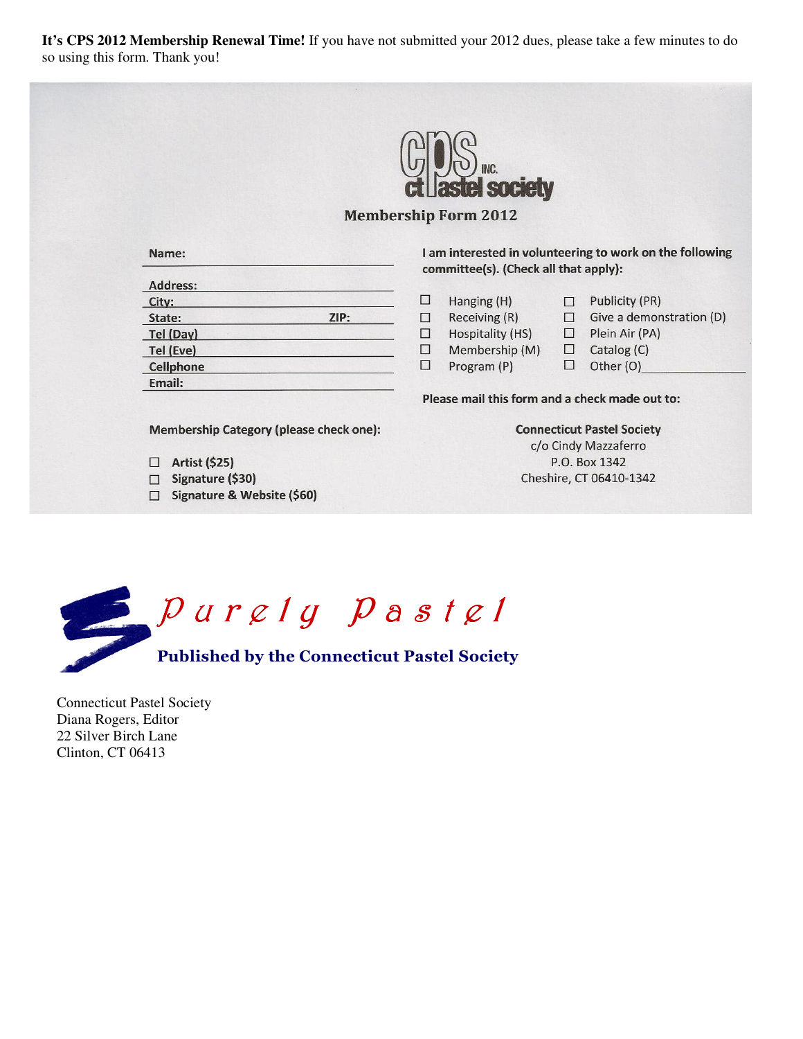**It's CPS 2012 Membership Renewal Time!** If you have not submitted your 2012 dues, please take a few minutes to do so using this form. Thank you!

cps INC.
ct pastel society

## Membership Form 2012

Name: \_\_\_\_\_\_\_\_\_\_\_\_\_\_\_\_\_\_\_\_

Address: \_\_\_\_\_\_\_\_\_\_\_\_\_\_\_\_\_\_\_\_

City: \_\_\_\_\_\_\_\_\_\_\_\_\_\_\_\_\_\_\_\_

State: \_\_\_\_\_\_\_\_ ZIP: \_\_\_\_\_\_\_\_

Tel (Day) \_\_\_\_\_\_\_\_\_\_\_\_\_\_\_\_\_\_\_\_

Tel (Eve) \_\_\_\_\_\_\_\_\_\_\_\_\_\_\_\_\_\_\_\_

Cellphone \_\_\_\_\_\_\_\_\_\_\_\_\_\_\_\_\_\_\_\_

Email: \_\_\_\_\_\_\_\_\_\_\_\_\_\_\_\_\_\_\_\_

**Membership Category (please check one):**

- ☐ **Artist ($25)**
- ☐ **Signature ($30)**
- ☐ **Signature & Website ($60)**

**I am interested in volunteering to work on the following committee(s). (Check all that apply):**

- ☐ Hanging (H)
- ☐ Receiving (R)
- ☐ Hospitality (HS)
- ☐ Membership (M)
- ☐ Program (P)
- ☐ Publicity (PR)
- ☐ Give a demonstration (D)
- ☐ Plein Air (PA)
- ☐ Catalog (C)
- ☐ Other (O)\_\_\_\_\_\_\_\_\_\_\_\_\_\_\_\_

**Please mail this form and a check made out to:**

**Connecticut Pastel Society**
c/o Cindy Mazzaferro
P.O. Box 1342
Cheshire, CT 06410-1342

# *Purely Pastel*

**Published by the Connecticut Pastel Society**

Connecticut Pastel Society
Diana Rogers, Editor
22 Silver Birch Lane
Clinton, CT 06413